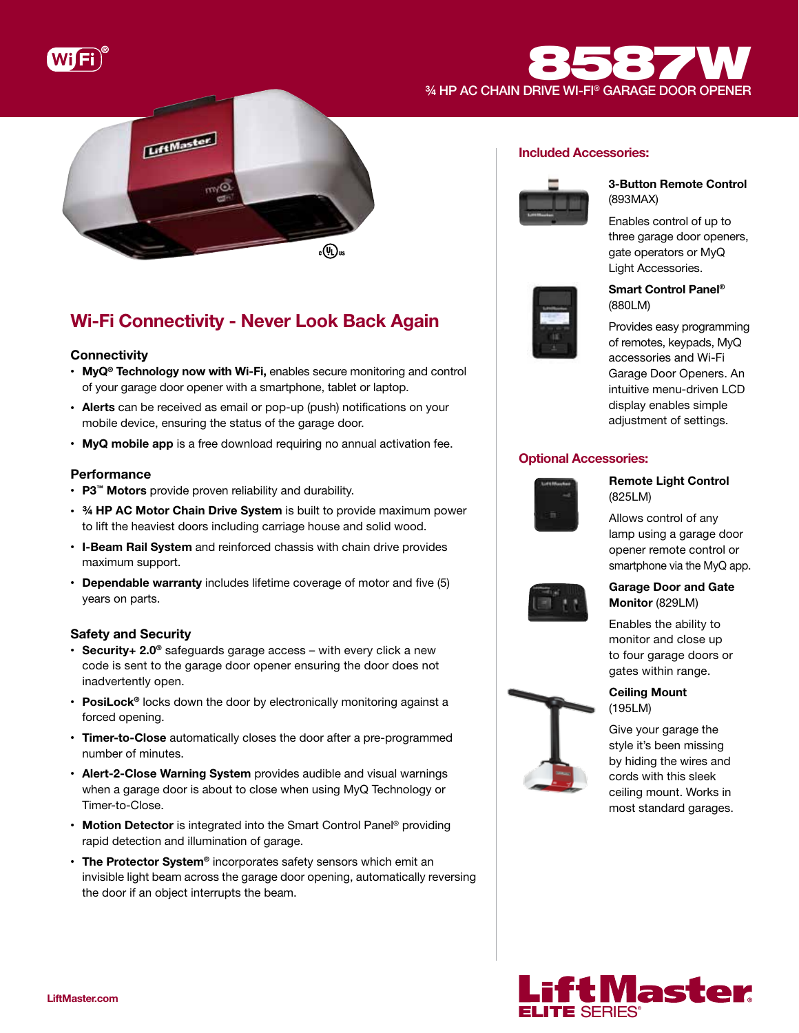# 8587W

## ¾ HP AC CHAIN DRIVE WI-FI® GARAGE DOOR OPENER

## Wi-Fi Connectivity - Never Look Back Again

### Connectivity

- **MyQ® Technology now with Wi-Fi,** enables secure monitoring and control of your garage door opener with a smartphone, tablet or laptop.
- **Alerts** can be received as email or pop-up (push) notifications on your mobile device, ensuring the status of the garage door.
- **MyQ mobile app** is a free download requiring no annual activation fee.

### Performance

- **P3™ Motors** provide proven reliability and durability.
- **¾ HP AC Motor Chain Drive System** is built to provide maximum power to lift the heaviest doors including carriage house and solid wood.
- **I-Beam Rail System** and reinforced chassis with chain drive provides maximum support.
- **Dependable warranty** includes lifetime coverage of motor and five (5) years on parts.

### Safety and Security

- **Security+ 2.0®** safeguards garage access – with every click a new code is sent to the garage door opener ensuring the door does not inadvertently open.
- **PosiLock®** locks down the door by electronically monitoring against a forced opening.
- **Timer-to-Close** automatically closes the door after a pre-programmed number of minutes.
- **Alert-2-Close Warning System** provides audible and visual warnings when a garage door is about to close when using MyQ Technology or Timer-to-Close.
- **Motion Detector** is integrated into the Smart Control Panel® providing rapid detection and illumination of garage.
- **The Protector System®** incorporates safety sensors which emit an invisible light beam across the garage door opening, automatically reversing the door if an object interrupts the beam.

## Included Accessories:

**3-Button Remote Control** (893MAX)

Enables control of up to three garage door openers, gate operators or MyQ Light Accessories.

**Smart Control Panel®** (880LM)

Provides easy programming of remotes, keypads, MyQ accessories and Wi-Fi Garage Door Openers. An intuitive menu-driven LCD display enables simple adjustment of settings.

## Optional Accessories:

**Remote Light Control** (825LM)

Allows control of any lamp using a garage door opener remote control or smartphone via the MyQ app.

**Garage Door and Gate Monitor** (829LM)

Enables the ability to monitor and close up to four garage doors or gates within range.

**Ceiling Mount** (195LM)

Give your garage the style it's been missing by hiding the wires and cords with this sleek ceiling mount. Works in most standard garages.

LiftMaster.com

LiftMaster® ELITE SERIES®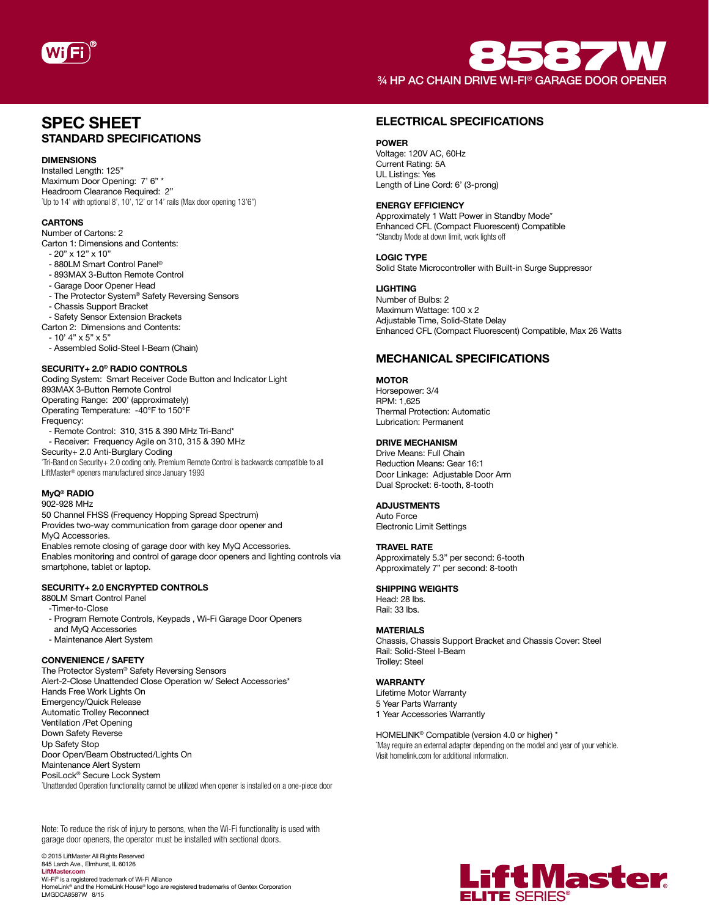Wi Fi®

# 8587W

¾ HP AC CHAIN DRIVE WI-FI® GARAGE DOOR OPENER

## SPEC SHEET

### STANDARD SPECIFICATIONS

**DIMENSIONS**

Installed Length: 125"
Maximum Door Opening: 7' 6" *
Headroom Clearance Required: 2"
*Up to 14' with optional 8', 10', 12' or 14' rails (Max door opening 13'6")

**CARTONS**

Number of Cartons: 2
Carton 1: Dimensions and Contents:
- 20" x 12" x 10"
- 880LM Smart Control Panel®
- 893MAX 3-Button Remote Control
- Garage Door Opener Head
- The Protector System® Safety Reversing Sensors
- Chassis Support Bracket
- Safety Sensor Extension Brackets

Carton 2: Dimensions and Contents:
- 10' 4" x 5" x 5"
- Assembled Solid-Steel I-Beam (Chain)

**SECURITY+ 2.0® RADIO CONTROLS**

Coding System: Smart Receiver Code Button and Indicator Light
893MAX 3-Button Remote Control
Operating Range: 200' (approximately)
Operating Temperature: -40°F to 150°F
Frequency:
- Remote Control: 310, 315 & 390 MHz Tri-Band*
- Receiver: Frequency Agile on 310, 315 & 390 MHz

Security+ 2.0 Anti-Burglary Coding
*Tri-Band on Security+ 2.0 coding only. Premium Remote Control is backwards compatible to all LiftMaster® openers manufactured since January 1993

**MyQ® RADIO**

902-928 MHz
50 Channel FHSS (Frequency Hopping Spread Spectrum)
Provides two-way communication from garage door opener and MyQ Accessories.
Enables remote closing of garage door with key MyQ Accessories.
Enables monitoring and control of garage door openers and lighting controls via smartphone, tablet or laptop.

**SECURITY+ 2.0 ENCRYPTED CONTROLS**

880LM Smart Control Panel
- Timer-to-Close
- Program Remote Controls, Keypads , Wi-Fi Garage Door Openers and MyQ Accessories
- Maintenance Alert System

**CONVENIENCE / SAFETY**

The Protector System® Safety Reversing Sensors
Alert-2-Close Unattended Close Operation w/ Select Accessories*
Hands Free Work Lights On
Emergency/Quick Release
Automatic Trolley Reconnect
Ventilation /Pet Opening
Down Safety Reverse
Up Safety Stop
Door Open/Beam Obstructed/Lights On
Maintenance Alert System
PosiLock® Secure Lock System
*Unattended Operation functionality cannot be utilized when opener is installed on a one-piece door

### ELECTRICAL SPECIFICATIONS

**POWER**

Voltage: 120V AC, 60Hz
Current Rating: 5A
UL Listings: Yes
Length of Line Cord: 6' (3-prong)

**ENERGY EFFICIENCY**

Approximately 1 Watt Power in Standby Mode*
Enhanced CFL (Compact Fluorescent) Compatible
*Standby Mode at down limit, work lights off

**LOGIC TYPE**

Solid State Microcontroller with Built-in Surge Suppressor

**LIGHTING**

Number of Bulbs: 2
Maximum Wattage: 100 x 2
Adjustable Time, Solid-State Delay
Enhanced CFL (Compact Fluorescent) Compatible, Max 26 Watts

### MECHANICAL SPECIFICATIONS

**MOTOR**

Horsepower: 3/4
RPM: 1,625
Thermal Protection: Automatic
Lubrication: Permanent

**DRIVE MECHANISM**

Drive Means: Full Chain
Reduction Means: Gear 16:1
Door Linkage: Adjustable Door Arm
Dual Sprocket: 6-tooth, 8-tooth

**ADJUSTMENTS**

Auto Force
Electronic Limit Settings

**TRAVEL RATE**

Approximately 5.3" per second: 6-tooth
Approximately 7" per second: 8-tooth

**SHIPPING WEIGHTS**

Head: 28 lbs.
Rail: 33 lbs.

**MATERIALS**

Chassis, Chassis Support Bracket and Chassis Cover: Steel
Rail: Solid-Steel I-Beam
Trolley: Steel

**WARRANTY**

Lifetime Motor Warranty
5 Year Parts Warranty
1 Year Accessories Warrantly

HOMELINK® Compatible (version 4.0 or higher) *
*May require an external adapter depending on the model and year of your vehicle. Visit homelink.com for additional information.

Note: To reduce the risk of injury to persons, when the Wi-Fi functionality is used with garage door openers, the operator must be installed with sectional doors.

© 2015 LiftMaster All Rights Reserved
845 Larch Ave., Elmhurst, IL 60126
LiftMaster.com
Wi-Fi® is a registered trademark of Wi-Fi Alliance
HomeLink® and the HomeLink House® logo are registered trademarks of Gentex Corporation
LMGDCA8587W 8/15

LiftMaster® ELITE SERIES®